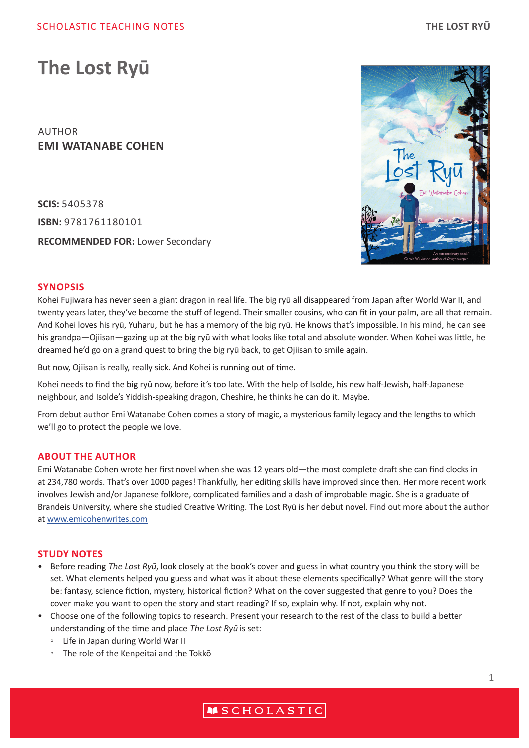# The Lost Ryū

AUTHOR
**EMI WATANABE COHEN**

**SCIS:** 5405378

**ISBN:** 9781761180101

**RECOMMENDED FOR:** Lower Secondary

## SYNOPSIS

Kohei Fujiwara has never seen a giant dragon in real life. The big ryū all disappeared from Japan after World War II, and twenty years later, they've become the stuff of legend. Their smaller cousins, who can fit in your palm, are all that remain. And Kohei loves his ryū, Yuharu, but he has a memory of the big ryū. He knows that's impossible. In his mind, he can see his grandpa—Ojiisan—gazing up at the big ryū with what looks like total and absolute wonder. When Kohei was little, he dreamed he'd go on a grand quest to bring the big ryū back, to get Ojiisan to smile again.

But now, Ojiisan is really, really sick. And Kohei is running out of time.

Kohei needs to find the big ryū now, before it's too late. With the help of Isolde, his new half-Jewish, half-Japanese neighbour, and Isolde's Yiddish-speaking dragon, Cheshire, he thinks he can do it. Maybe.

From debut author Emi Watanabe Cohen comes a story of magic, a mysterious family legacy and the lengths to which we'll go to protect the people we love.

## ABOUT THE AUTHOR

Emi Watanabe Cohen wrote her first novel when she was 12 years old—the most complete draft she can find clocks in at 234,780 words. That's over 1000 pages! Thankfully, her editing skills have improved since then. Her more recent work involves Jewish and/or Japanese folklore, complicated families and a dash of improbable magic. She is a graduate of Brandeis University, where she studied Creative Writing. The Lost Ryū is her debut novel. Find out more about the author at [www.emicohenwrites.com](http://www.emicohenwrites.com)

## STUDY NOTES

- Before reading *The Lost Ryū*, look closely at the book's cover and guess in what country you think the story will be set. What elements helped you guess and what was it about these elements specifically? What genre will the story be: fantasy, science fiction, mystery, historical fiction? What on the cover suggested that genre to you? Does the cover make you want to open the story and start reading? If so, explain why. If not, explain why not.
- Choose one of the following topics to research. Present your research to the rest of the class to build a better understanding of the time and place *The Lost Ryū* is set:
  - Life in Japan during World War II
  - The role of the Kenpeitai and the Tokkō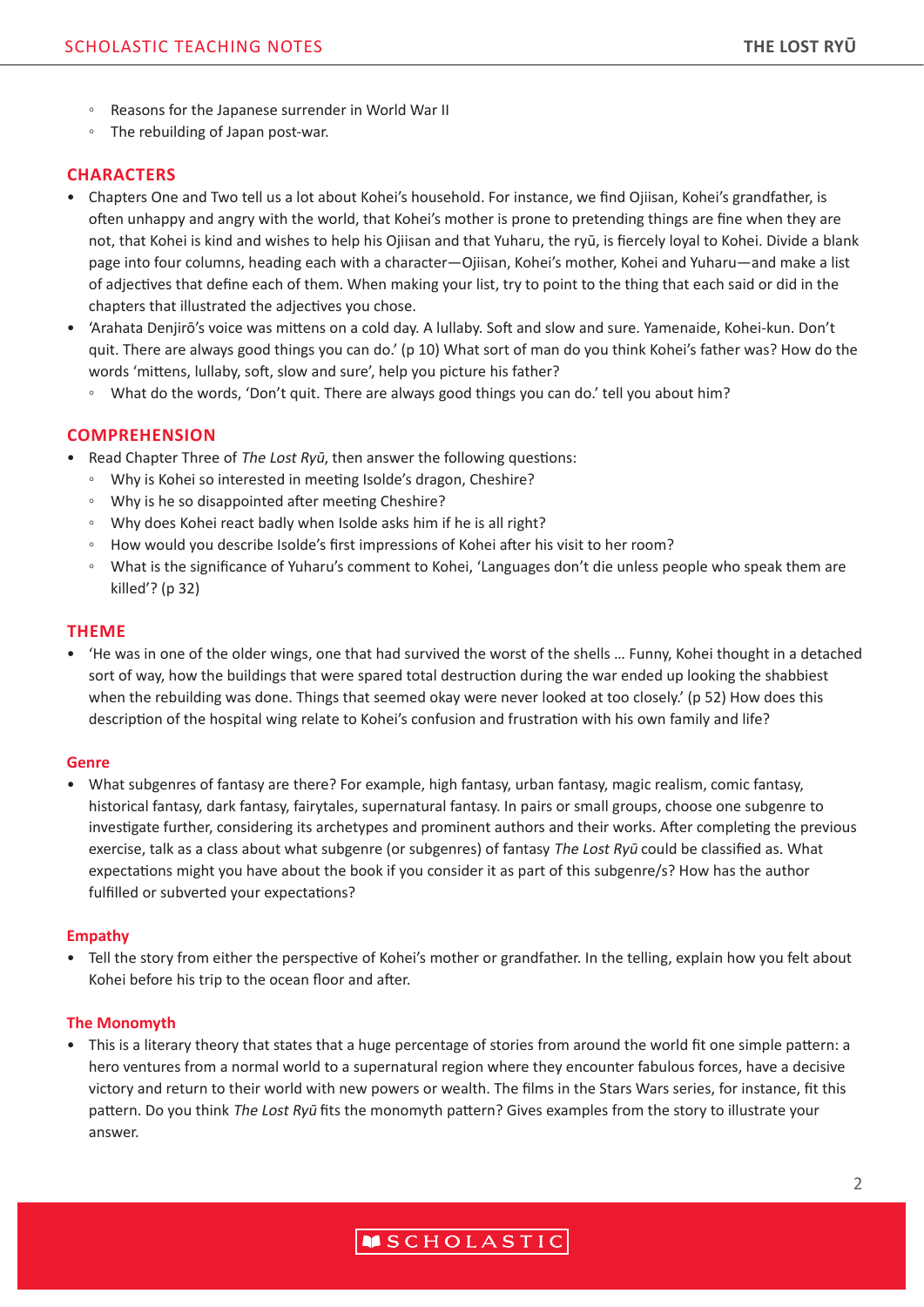- Reasons for the Japanese surrender in World War II
- The rebuilding of Japan post-war.

## CHARACTERS

- Chapters One and Two tell us a lot about Kohei's household. For instance, we find Ojiisan, Kohei's grandfather, is often unhappy and angry with the world, that Kohei's mother is prone to pretending things are fine when they are not, that Kohei is kind and wishes to help his Ojiisan and that Yuharu, the ryū, is fiercely loyal to Kohei. Divide a blank page into four columns, heading each with a character—Ojiisan, Kohei's mother, Kohei and Yuharu—and make a list of adjectives that define each of them. When making your list, try to point to the thing that each said or did in the chapters that illustrated the adjectives you chose.
- 'Arahata Denjirō's voice was mittens on a cold day. A lullaby. Soft and slow and sure. Yamenaide, Kohei-kun. Don't quit. There are always good things you can do.' (p 10) What sort of man do you think Kohei's father was? How do the words 'mittens, lullaby, soft, slow and sure', help you picture his father?
  - What do the words, 'Don't quit. There are always good things you can do.' tell you about him?

## COMPREHENSION

- Read Chapter Three of *The Lost Ryū*, then answer the following questions:
  - Why is Kohei so interested in meeting Isolde's dragon, Cheshire?
  - Why is he so disappointed after meeting Cheshire?
  - Why does Kohei react badly when Isolde asks him if he is all right?
  - How would you describe Isolde's first impressions of Kohei after his visit to her room?
  - What is the significance of Yuharu's comment to Kohei, 'Languages don't die unless people who speak them are killed'? (p 32)

## THEME

- 'He was in one of the older wings, one that had survived the worst of the shells … Funny, Kohei thought in a detached sort of way, how the buildings that were spared total destruction during the war ended up looking the shabbiest when the rebuilding was done. Things that seemed okay were never looked at too closely.' (p 52) How does this description of the hospital wing relate to Kohei's confusion and frustration with his own family and life?

### Genre

- What subgenres of fantasy are there? For example, high fantasy, urban fantasy, magic realism, comic fantasy, historical fantasy, dark fantasy, fairytales, supernatural fantasy. In pairs or small groups, choose one subgenre to investigate further, considering its archetypes and prominent authors and their works. After completing the previous exercise, talk as a class about what subgenre (or subgenres) of fantasy *The Lost Ryū* could be classified as. What expectations might you have about the book if you consider it as part of this subgenre/s? How has the author fulfilled or subverted your expectations?

### Empathy

- Tell the story from either the perspective of Kohei's mother or grandfather. In the telling, explain how you felt about Kohei before his trip to the ocean floor and after.

### The Monomyth

- This is a literary theory that states that a huge percentage of stories from around the world fit one simple pattern: a hero ventures from a normal world to a supernatural region where they encounter fabulous forces, have a decisive victory and return to their world with new powers or wealth. The films in the Stars Wars series, for instance, fit this pattern. Do you think *The Lost Ryū* fits the monomyth pattern? Gives examples from the story to illustrate your answer.